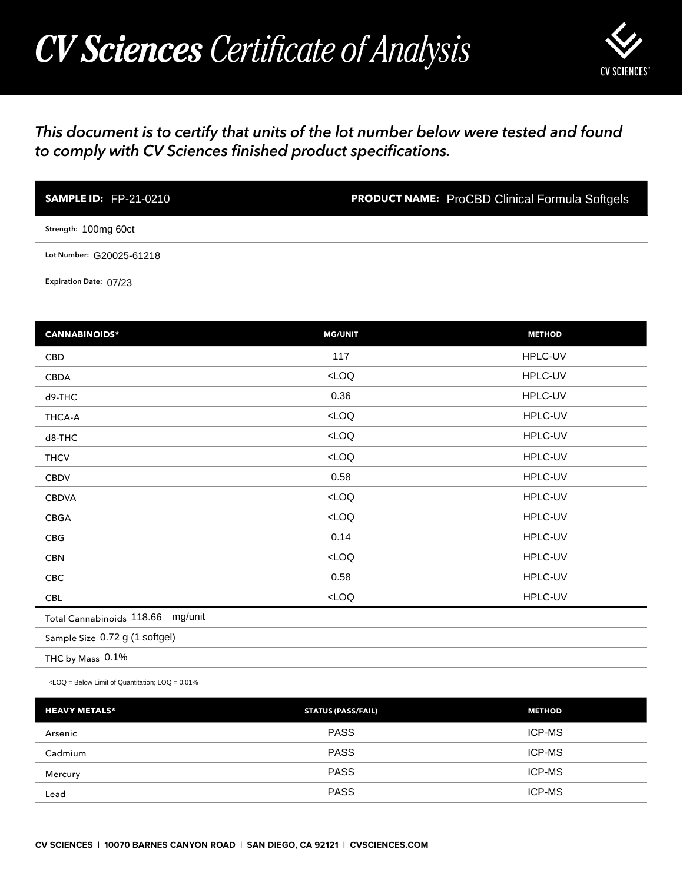# *CV Sciences Certificate of Analysis*

***This document is to certify that units of the lot number below were tested and found to comply with CV Sciences finished product specifications.***

**SAMPLE ID:** FP-21-0210

**PRODUCT NAME:** ProCBD Clinical Formula Softgels

**Strength:** 100mg 60ct

**Lot Number:** G20025-61218

**Expiration Date:** 07/23

| CANNABINOIDS* | MG/UNIT | METHOD |
|---|---|---|
| CBD | 117 | HPLC-UV |
| CBDA | <LOQ | HPLC-UV |
| d9-THC | 0.36 | HPLC-UV |
| THCA-A | <LOQ | HPLC-UV |
| d8-THC | <LOQ | HPLC-UV |
| THCV | <LOQ | HPLC-UV |
| CBDV | 0.58 | HPLC-UV |
| CBDVA | <LOQ | HPLC-UV |
| CBGA | <LOQ | HPLC-UV |
| CBG | 0.14 | HPLC-UV |
| CBN | <LOQ | HPLC-UV |
| CBC | 0.58 | HPLC-UV |
| CBL | <LOQ | HPLC-UV |

Total Cannabinoids 118.66 mg/unit

Sample Size 0.72 g (1 softgel)

THC by Mass 0.1%

<LOQ = Below Limit of Quantitation; LOQ = 0.01%

| HEAVY METALS* | STATUS (PASS/FAIL) | METHOD |
|---|---|---|
| Arsenic | PASS | ICP-MS |
| Cadmium | PASS | ICP-MS |
| Mercury | PASS | ICP-MS |
| Lead | PASS | ICP-MS |

CV SCIENCES | 10070 BARNES CANYON ROAD | SAN DIEGO, CA 92121 | CVSCIENCES.COM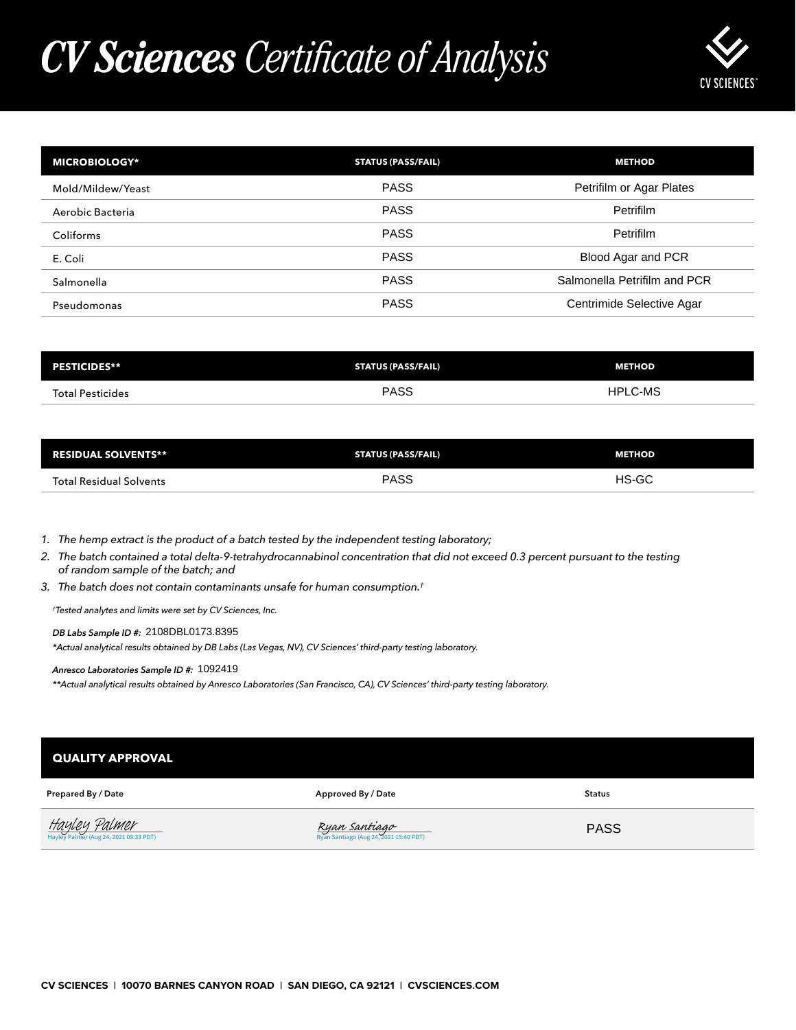# *CV Sciences Certificate of Analysis*

CV SCIENCES

| MICROBIOLOGY* | STATUS (PASS/FAIL) | METHOD |
|---|---|---|
| Mold/Mildew/Yeast | PASS | Petrifilm or Agar Plates |
| Aerobic Bacteria | PASS | Petrifilm |
| Coliforms | PASS | Petrifilm |
| E. Coli | PASS | Blood Agar and PCR |
| Salmonella | PASS | Salmonella Petrifilm and PCR |
| Pseudomonas | PASS | Centrimide Selective Agar |

| PESTICIDES** | STATUS (PASS/FAIL) | METHOD |
|---|---|---|
| Total Pesticides | PASS | HPLC-MS |

| RESIDUAL SOLVENTS** | STATUS (PASS/FAIL) | METHOD |
|---|---|---|
| Total Residual Solvents | PASS | HS-GC |

1. *The hemp extract is the product of a batch tested by the independent testing laboratory;*
2. *The batch contained a total delta-9-tetrahydrocannabinol concentration that did not exceed 0.3 percent pursuant to the testing of random sample of the batch; and*
3. *The batch does not contain contaminants unsafe for human consumption.*†

*†Tested analytes and limits were set by CV Sciences, Inc.*

***DB Labs Sample ID #:*** 2108DBL0173.8395

**Actual analytical results obtained by DB Labs (Las Vegas, NV), CV Sciences' third-party testing laboratory.*

***Anresco Laboratories Sample ID #:*** 1092419

***Actual analytical results obtained by Anresco Laboratories (San Francisco, CA), CV Sciences' third-party testing laboratory.*

## QUALITY APPROVAL

| Prepared By / Date | Approved By / Date | Status |
|---|---|---|
| Hayley Palmer<br>Hayley Palmer (Aug 24, 2021 09:33 PDT) | Ryan Santiago<br>Ryan Santiago (Aug 24, 2021 15:40 PDT) | PASS |

**CV SCIENCES | 10070 BARNES CANYON ROAD | SAN DIEGO, CA 92121 | CVSCIENCES.COM**